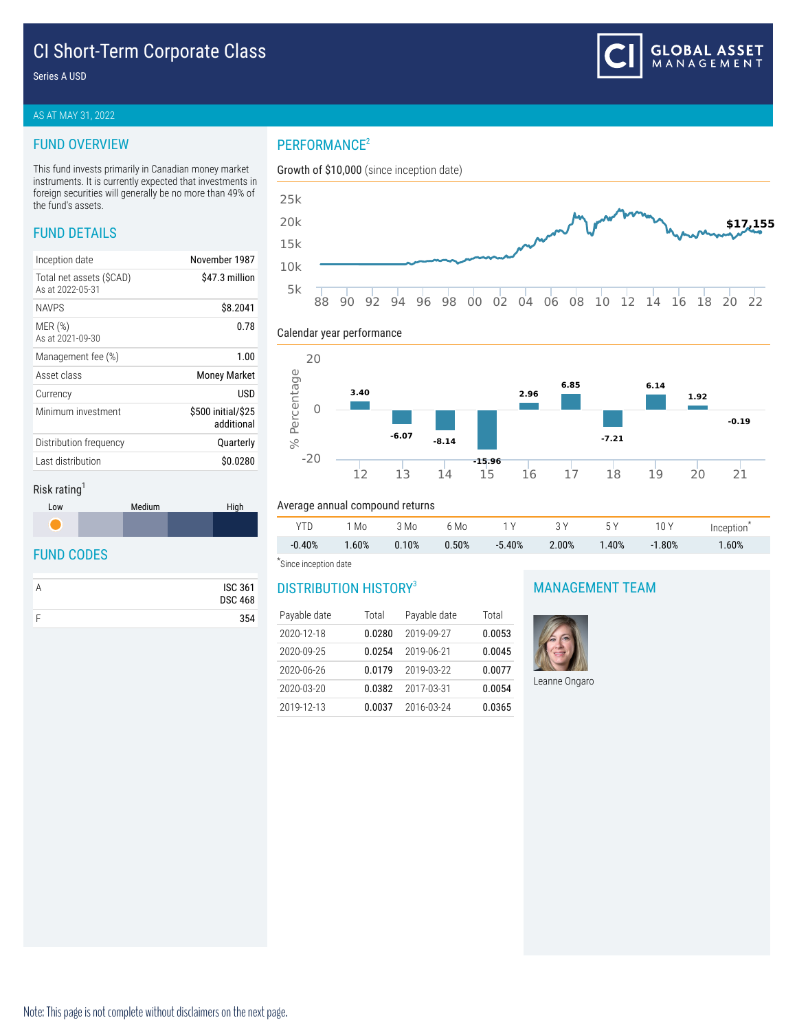# CI Short-Term Corporate Class

Series A USD

AS AT MAY 31, 2022

## FUND OVERVIEW

This fund invests primarily in Canadian money market instruments. It is currently expected that investments in foreign securities will generally be no more than 49% of the fund's assets.

## FUND DETAILS

| | |
|---|---|
| Inception date | November 1987 |
| Total net assets ($CAD)<br>As at 2022-05-31 | $47.3 million |
| NAVPS | $8.2041 |
| MER (%)<br>As at 2021-09-30 | 0.78 |
| Management fee (%) | 1.00 |
| Asset class | Money Market |
| Currency | USD |
| Minimum investment | $500 initial/$25 additional |
| Distribution frequency | Quarterly |
| Last distribution | $0.0280 |

Risk rating[1]

Low — Medium — High

## FUND CODES

| | |
|---|---|
| A | ISC 361<br>DSC 468 |
| F | 354 |

## PERFORMANCE[2]

Growth of $10,000 (since inception date)

$17,155

Calendar year performance

| Year | 12 | 13 | 14 | 15 | 16 | 17 | 18 | 19 | 20 | 21 |
|---|---|---|---|---|---|---|---|---|---|---|
| % | 3.40 | -6.07 | -8.14 | -15.96 | 2.96 | 6.85 | -7.21 | 6.14 | 1.92 | -0.19 |

Average annual compound returns

| YTD | 1 Mo | 3 Mo | 6 Mo | 1 Y | 3 Y | 5 Y | 10 Y | Inception* |
|---|---|---|---|---|---|---|---|---|
| -0.40% | 1.60% | 0.10% | 0.50% | -5.40% | 2.00% | 1.40% | -1.80% | 1.60% |

*Since inception date

## DISTRIBUTION HISTORY[3]

| Payable date | Total | Payable date | Total |
|---|---|---|---|
| 2020-12-18 | 0.0280 | 2019-09-27 | 0.0053 |
| 2020-09-25 | 0.0254 | 2019-06-21 | 0.0045 |
| 2020-06-26 | 0.0179 | 2019-03-22 | 0.0077 |
| 2020-03-20 | 0.0382 | 2017-03-31 | 0.0054 |
| 2019-12-13 | 0.0037 | 2016-03-24 | 0.0365 |

## MANAGEMENT TEAM

Leanne Ongaro

Note: This page is not complete without disclaimers on the next page.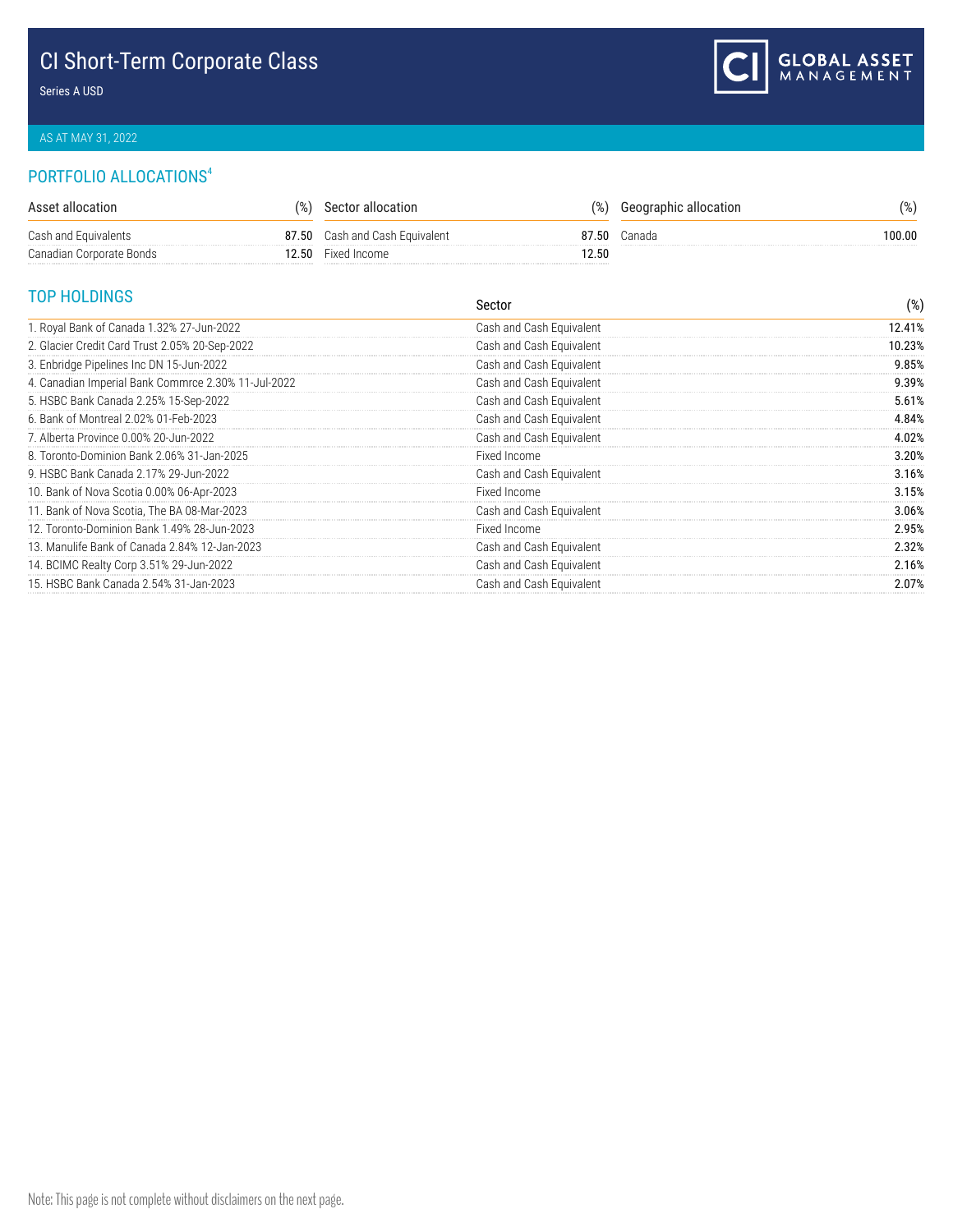# CI Short-Term Corporate Class

Series A USD

AS AT MAY 31, 2022

## PORTFOLIO ALLOCATIONS[4]

| Asset allocation | (%) |
|---|---|
| Cash and Equivalents | 87.50 |
| Canadian Corporate Bonds | 12.50 |

| Sector allocation | (%) |
|---|---|
| Cash and Cash Equivalent | 87.50 |
| Fixed Income | 12.50 |

| Geographic allocation | (%) |
|---|---|
| Canada | 100.00 |

## TOP HOLDINGS

| | Sector | (%) |
|---|---|---|
| 1. Royal Bank of Canada 1.32% 27-Jun-2022 | Cash and Cash Equivalent | 12.41% |
| 2. Glacier Credit Card Trust 2.05% 20-Sep-2022 | Cash and Cash Equivalent | 10.23% |
| 3. Enbridge Pipelines Inc DN 15-Jun-2022 | Cash and Cash Equivalent | 9.85% |
| 4. Canadian Imperial Bank Commrce 2.30% 11-Jul-2022 | Cash and Cash Equivalent | 9.39% |
| 5. HSBC Bank Canada 2.25% 15-Sep-2022 | Cash and Cash Equivalent | 5.61% |
| 6. Bank of Montreal 2.02% 01-Feb-2023 | Cash and Cash Equivalent | 4.84% |
| 7. Alberta Province 0.00% 20-Jun-2022 | Cash and Cash Equivalent | 4.02% |
| 8. Toronto-Dominion Bank 2.06% 31-Jan-2025 | Fixed Income | 3.20% |
| 9. HSBC Bank Canada 2.17% 29-Jun-2022 | Cash and Cash Equivalent | 3.16% |
| 10. Bank of Nova Scotia 0.00% 06-Apr-2023 | Fixed Income | 3.15% |
| 11. Bank of Nova Scotia, The BA 08-Mar-2023 | Cash and Cash Equivalent | 3.06% |
| 12. Toronto-Dominion Bank 1.49% 28-Jun-2023 | Fixed Income | 2.95% |
| 13. Manulife Bank of Canada 2.84% 12-Jan-2023 | Cash and Cash Equivalent | 2.32% |
| 14. BCIMC Realty Corp 3.51% 29-Jun-2022 | Cash and Cash Equivalent | 2.16% |
| 15. HSBC Bank Canada 2.54% 31-Jan-2023 | Cash and Cash Equivalent | 2.07% |

Note: This page is not complete without disclaimers on the next page.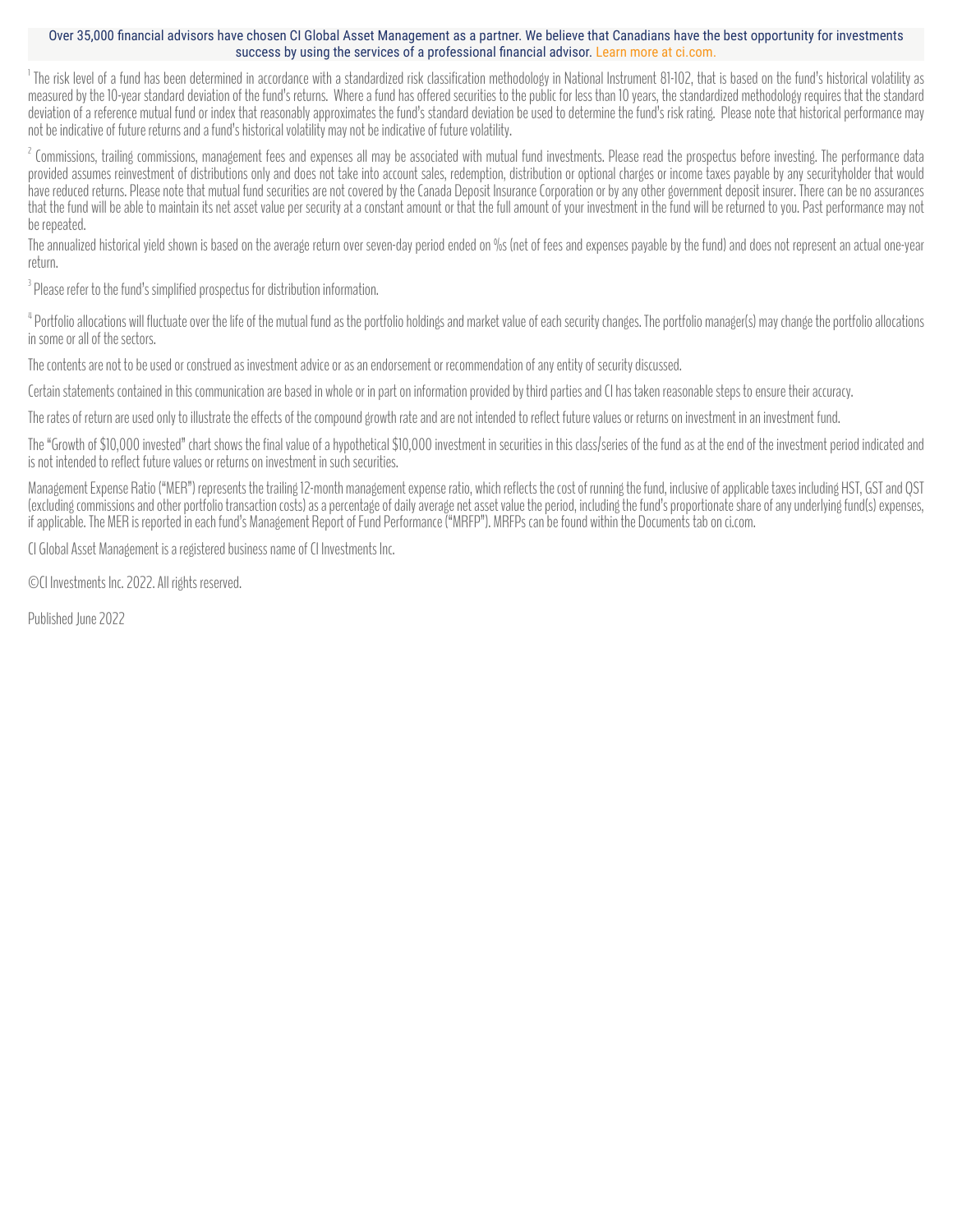Over 35,000 financial advisors have chosen CI Global Asset Management as a partner. We believe that Canadians have the best opportunity for investments success by using the services of a professional financial advisor. Learn more at ci.com.

[1] The risk level of a fund has been determined in accordance with a standardized risk classification methodology in National Instrument 81-102, that is based on the fund's historical volatility as measured by the 10-year standard deviation of the fund's returns. Where a fund has offered securities to the public for less than 10 years, the standardized methodology requires that the standard deviation of a reference mutual fund or index that reasonably approximates the fund's standard deviation be used to determine the fund's risk rating. Please note that historical performance may not be indicative of future returns and a fund's historical volatility may not be indicative of future volatility.

[2] Commissions, trailing commissions, management fees and expenses all may be associated with mutual fund investments. Please read the prospectus before investing. The performance data provided assumes reinvestment of distributions only and does not take into account sales, redemption, distribution or optional charges or income taxes payable by any securityholder that would have reduced returns. Please note that mutual fund securities are not covered by the Canada Deposit Insurance Corporation or by any other government deposit insurer. There can be no assurances that the fund will be able to maintain its net asset value per security at a constant amount or that the full amount of your investment in the fund will be returned to you. Past performance may not be repeated.

The annualized historical yield shown is based on the average return over seven-day period ended on %s (net of fees and expenses payable by the fund) and does not represent an actual one-year return.

[3] Please refer to the fund's simplified prospectus for distribution information.

[4] Portfolio allocations will fluctuate over the life of the mutual fund as the portfolio holdings and market value of each security changes. The portfolio manager(s) may change the portfolio allocations in some or all of the sectors.

The contents are not to be used or construed as investment advice or as an endorsement or recommendation of any entity of security discussed.

Certain statements contained in this communication are based in whole or in part on information provided by third parties and CI has taken reasonable steps to ensure their accuracy.

The rates of return are used only to illustrate the effects of the compound growth rate and are not intended to reflect future values or returns on investment in an investment fund.

The "Growth of $10,000 invested" chart shows the final value of a hypothetical $10,000 investment in securities in this class/series of the fund as at the end of the investment period indicated and is not intended to reflect future values or returns on investment in such securities.

Management Expense Ratio ("MER") represents the trailing 12-month management expense ratio, which reflects the cost of running the fund, inclusive of applicable taxes including HST, GST and QST (excluding commissions and other portfolio transaction costs) as a percentage of daily average net asset value the period, including the fund's proportionate share of any underlying fund(s) expenses, if applicable. The MER is reported in each fund's Management Report of Fund Performance ("MRFP"). MRFPs can be found within the Documents tab on ci.com.

CI Global Asset Management is a registered business name of CI Investments Inc.

©CI Investments Inc. 2022. All rights reserved.

Published June 2022